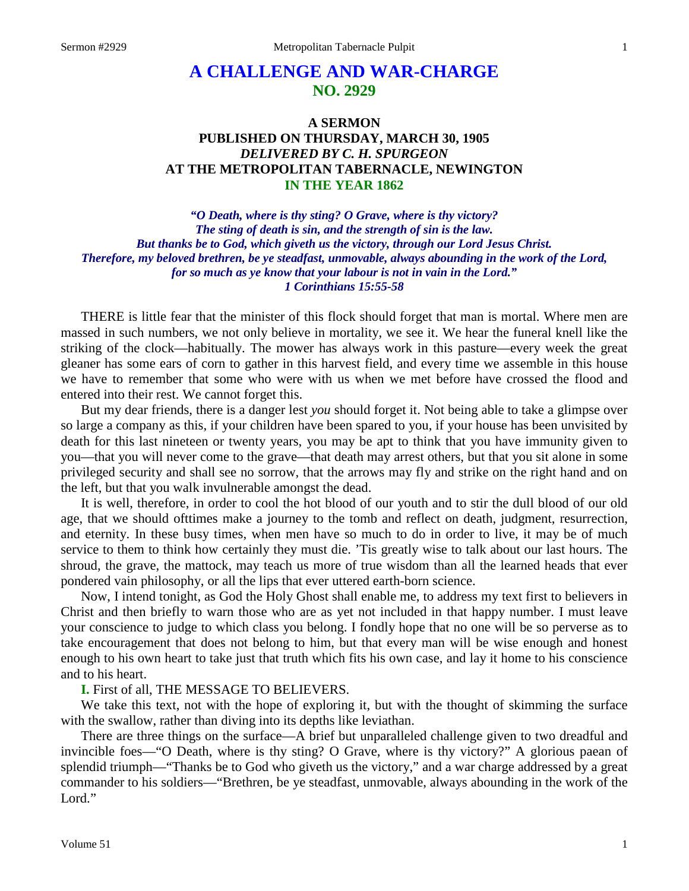# A CHALLENGE AND WAR-CHARGE
## NO. 2929

### A SERMON
### PUBLISHED ON THURSDAY, MARCH 30, 1905
### *DELIVERED BY C. H. SPURGEON*
### AT THE METROPOLITAN TABERNACLE, NEWINGTON
### IN THE YEAR 1862

***"O Death, where is thy sting? O Grave, where is thy victory? The sting of death is sin, and the strength of sin is the law. But thanks be to God, which giveth us the victory, through our Lord Jesus Christ. Therefore, my beloved brethren, be ye steadfast, unmovable, always abounding in the work of the Lord, for so much as ye know that your labour is not in vain in the Lord."***
***1 Corinthians 15:55-58***

THERE is little fear that the minister of this flock should forget that man is mortal. Where men are massed in such numbers, we not only believe in mortality, we see it. We hear the funeral knell like the striking of the clock—habitually. The mower has always work in this pasture—every week the great gleaner has some ears of corn to gather in this harvest field, and every time we assemble in this house we have to remember that some who were with us when we met before have crossed the flood and entered into their rest. We cannot forget this.

But my dear friends, there is a danger lest *you* should forget it. Not being able to take a glimpse over so large a company as this, if your children have been spared to you, if your house has been unvisited by death for this last nineteen or twenty years, you may be apt to think that you have immunity given to you—that you will never come to the grave—that death may arrest others, but that you sit alone in some privileged security and shall see no sorrow, that the arrows may fly and strike on the right hand and on the left, but that you walk invulnerable amongst the dead.

It is well, therefore, in order to cool the hot blood of our youth and to stir the dull blood of our old age, that we should ofttimes make a journey to the tomb and reflect on death, judgment, resurrection, and eternity. In these busy times, when men have so much to do in order to live, it may be of much service to them to think how certainly they must die. 'Tis greatly wise to talk about our last hours. The shroud, the grave, the mattock, may teach us more of true wisdom than all the learned heads that ever pondered vain philosophy, or all the lips that ever uttered earth-born science.

Now, I intend tonight, as God the Holy Ghost shall enable me, to address my text first to believers in Christ and then briefly to warn those who are as yet not included in that happy number. I must leave your conscience to judge to which class you belong. I fondly hope that no one will be so perverse as to take encouragement that does not belong to him, but that every man will be wise enough and honest enough to his own heart to take just that truth which fits his own case, and lay it home to his conscience and to his heart.

**I.** First of all, THE MESSAGE TO BELIEVERS.

We take this text, not with the hope of exploring it, but with the thought of skimming the surface with the swallow, rather than diving into its depths like leviathan.

There are three things on the surface—A brief but unparalleled challenge given to two dreadful and invincible foes—"O Death, where is thy sting? O Grave, where is thy victory?" A glorious paean of splendid triumph—"Thanks be to God who giveth us the victory," and a war charge addressed by a great commander to his soldiers—"Brethren, be ye steadfast, unmovable, always abounding in the work of the Lord."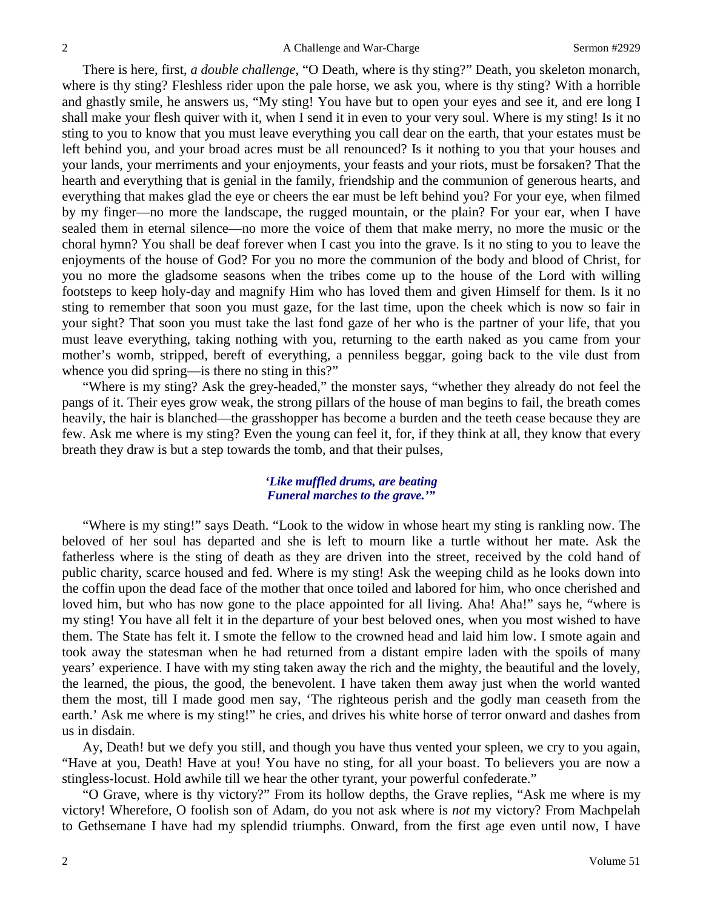There is here, first, *a double challenge,* "O Death, where is thy sting?" Death, you skeleton monarch, where is thy sting? Fleshless rider upon the pale horse, we ask you, where is thy sting? With a horrible and ghastly smile, he answers us, "My sting! You have but to open your eyes and see it, and ere long I shall make your flesh quiver with it, when I send it in even to your very soul. Where is my sting! Is it no sting to you to know that you must leave everything you call dear on the earth, that your estates must be left behind you, and your broad acres must be all renounced? Is it nothing to you that your houses and your lands, your merriments and your enjoyments, your feasts and your riots, must be forsaken? That the hearth and everything that is genial in the family, friendship and the communion of generous hearts, and everything that makes glad the eye or cheers the ear must be left behind you? For your eye, when filmed by my finger—no more the landscape, the rugged mountain, or the plain? For your ear, when I have sealed them in eternal silence—no more the voice of them that make merry, no more the music or the choral hymn? You shall be deaf forever when I cast you into the grave. Is it no sting to you to leave the enjoyments of the house of God? For you no more the communion of the body and blood of Christ, for you no more the gladsome seasons when the tribes come up to the house of the Lord with willing footsteps to keep holy-day and magnify Him who has loved them and given Himself for them. Is it no sting to remember that soon you must gaze, for the last time, upon the cheek which is now so fair in your sight? That soon you must take the last fond gaze of her who is the partner of your life, that you must leave everything, taking nothing with you, returning to the earth naked as you came from your mother's womb, stripped, bereft of everything, a penniless beggar, going back to the vile dust from whence you did spring—is there no sting in this?"

"Where is my sting? Ask the grey-headed," the monster says, "whether they already do not feel the pangs of it. Their eyes grow weak, the strong pillars of the house of man begins to fail, the breath comes heavily, the hair is blanched—the grasshopper has become a burden and the teeth cease because they are few. Ask me where is my sting? Even the young can feel it, for, if they think at all, they know that every breath they draw is but a step towards the tomb, and that their pulses,

*'Like muffled drums, are beating*
*Funeral marches to the grave.'"*

"Where is my sting!" says Death. "Look to the widow in whose heart my sting is rankling now. The beloved of her soul has departed and she is left to mourn like a turtle without her mate. Ask the fatherless where is the sting of death as they are driven into the street, received by the cold hand of public charity, scarce housed and fed. Where is my sting! Ask the weeping child as he looks down into the coffin upon the dead face of the mother that once toiled and labored for him, who once cherished and loved him, but who has now gone to the place appointed for all living. Aha! Aha!" says he, "where is my sting! You have all felt it in the departure of your best beloved ones, when you most wished to have them. The State has felt it. I smote the fellow to the crowned head and laid him low. I smote again and took away the statesman when he had returned from a distant empire laden with the spoils of many years' experience. I have with my sting taken away the rich and the mighty, the beautiful and the lovely, the learned, the pious, the good, the benevolent. I have taken them away just when the world wanted them the most, till I made good men say, 'The righteous perish and the godly man ceaseth from the earth.' Ask me where is my sting!" he cries, and drives his white horse of terror onward and dashes from us in disdain.

Ay, Death! but we defy you still, and though you have thus vented your spleen, we cry to you again, "Have at you, Death! Have at you! You have no sting, for all your boast. To believers you are now a stingless-locust. Hold awhile till we hear the other tyrant, your powerful confederate."

"O Grave, where is thy victory?" From its hollow depths, the Grave replies, "Ask me where is my victory! Wherefore, O foolish son of Adam, do you not ask where is *not* my victory? From Machpelah to Gethsemane I have had my splendid triumphs. Onward, from the first age even until now, I have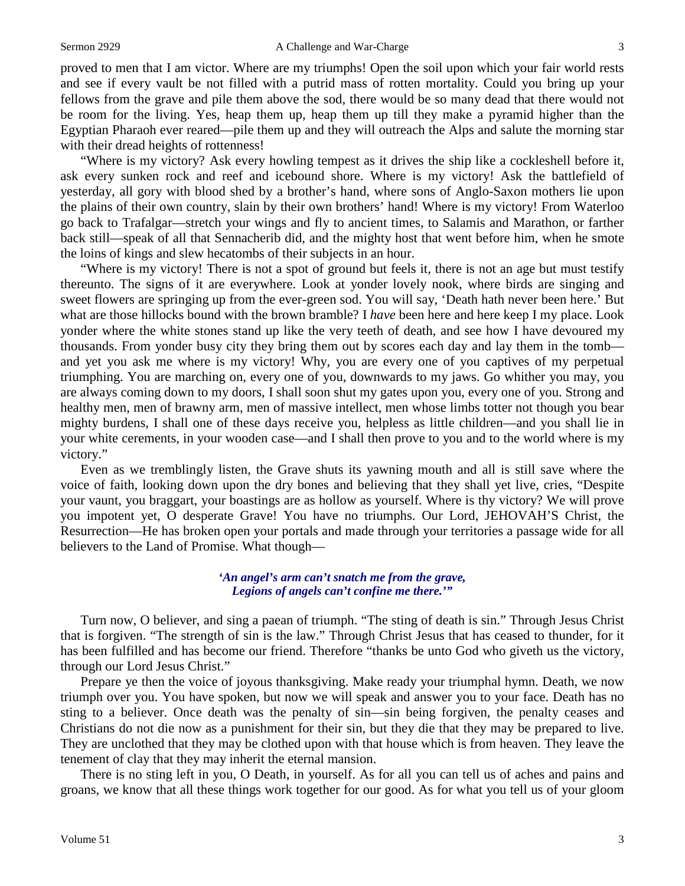proved to men that I am victor. Where are my triumphs! Open the soil upon which your fair world rests and see if every vault be not filled with a putrid mass of rotten mortality. Could you bring up your fellows from the grave and pile them above the sod, there would be so many dead that there would not be room for the living. Yes, heap them up, heap them up till they make a pyramid higher than the Egyptian Pharaoh ever reared—pile them up and they will outreach the Alps and salute the morning star with their dread heights of rottenness!

"Where is my victory? Ask every howling tempest as it drives the ship like a cockleshell before it, ask every sunken rock and reef and icebound shore. Where is my victory! Ask the battlefield of yesterday, all gory with blood shed by a brother's hand, where sons of Anglo-Saxon mothers lie upon the plains of their own country, slain by their own brothers' hand! Where is my victory! From Waterloo go back to Trafalgar—stretch your wings and fly to ancient times, to Salamis and Marathon, or farther back still—speak of all that Sennacherib did, and the mighty host that went before him, when he smote the loins of kings and slew hecatombs of their subjects in an hour.

"Where is my victory! There is not a spot of ground but feels it, there is not an age but must testify thereunto. The signs of it are everywhere. Look at yonder lovely nook, where birds are singing and sweet flowers are springing up from the ever-green sod. You will say, 'Death hath never been here.' But what are those hillocks bound with the brown bramble? I *have* been here and here keep I my place. Look yonder where the white stones stand up like the very teeth of death, and see how I have devoured my thousands. From yonder busy city they bring them out by scores each day and lay them in the tomb—and yet you ask me where is my victory! Why, you are every one of you captives of my perpetual triumphing. You are marching on, every one of you, downwards to my jaws. Go whither you may, you are always coming down to my doors, I shall soon shut my gates upon you, every one of you. Strong and healthy men, men of brawny arm, men of massive intellect, men whose limbs totter not though you bear mighty burdens, I shall one of these days receive you, helpless as little children—and you shall lie in your white cerements, in your wooden case—and I shall then prove to you and to the world where is my victory."

Even as we tremblingly listen, the Grave shuts its yawning mouth and all is still save where the voice of faith, looking down upon the dry bones and believing that they shall yet live, cries, "Despite your vaunt, you braggart, your boastings are as hollow as yourself. Where is thy victory? We will prove you impotent yet, O desperate Grave! You have no triumphs. Our Lord, JEHOVAH'S Christ, the Resurrection—He has broken open your portals and made through your territories a passage wide for all believers to the Land of Promise. What though—

> ***'An angel's arm can't snatch me from the grave,***
> ***Legions of angels can't confine me there.'"***

Turn now, O believer, and sing a paean of triumph. "The sting of death is sin." Through Jesus Christ that is forgiven. "The strength of sin is the law." Through Christ Jesus that has ceased to thunder, for it has been fulfilled and has become our friend. Therefore "thanks be unto God who giveth us the victory, through our Lord Jesus Christ."

Prepare ye then the voice of joyous thanksgiving. Make ready your triumphal hymn. Death, we now triumph over you. You have spoken, but now we will speak and answer you to your face. Death has no sting to a believer. Once death was the penalty of sin—sin being forgiven, the penalty ceases and Christians do not die now as a punishment for their sin, but they die that they may be prepared to live. They are unclothed that they may be clothed upon with that house which is from heaven. They leave the tenement of clay that they may inherit the eternal mansion.

There is no sting left in you, O Death, in yourself. As for all you can tell us of aches and pains and groans, we know that all these things work together for our good. As for what you tell us of your gloom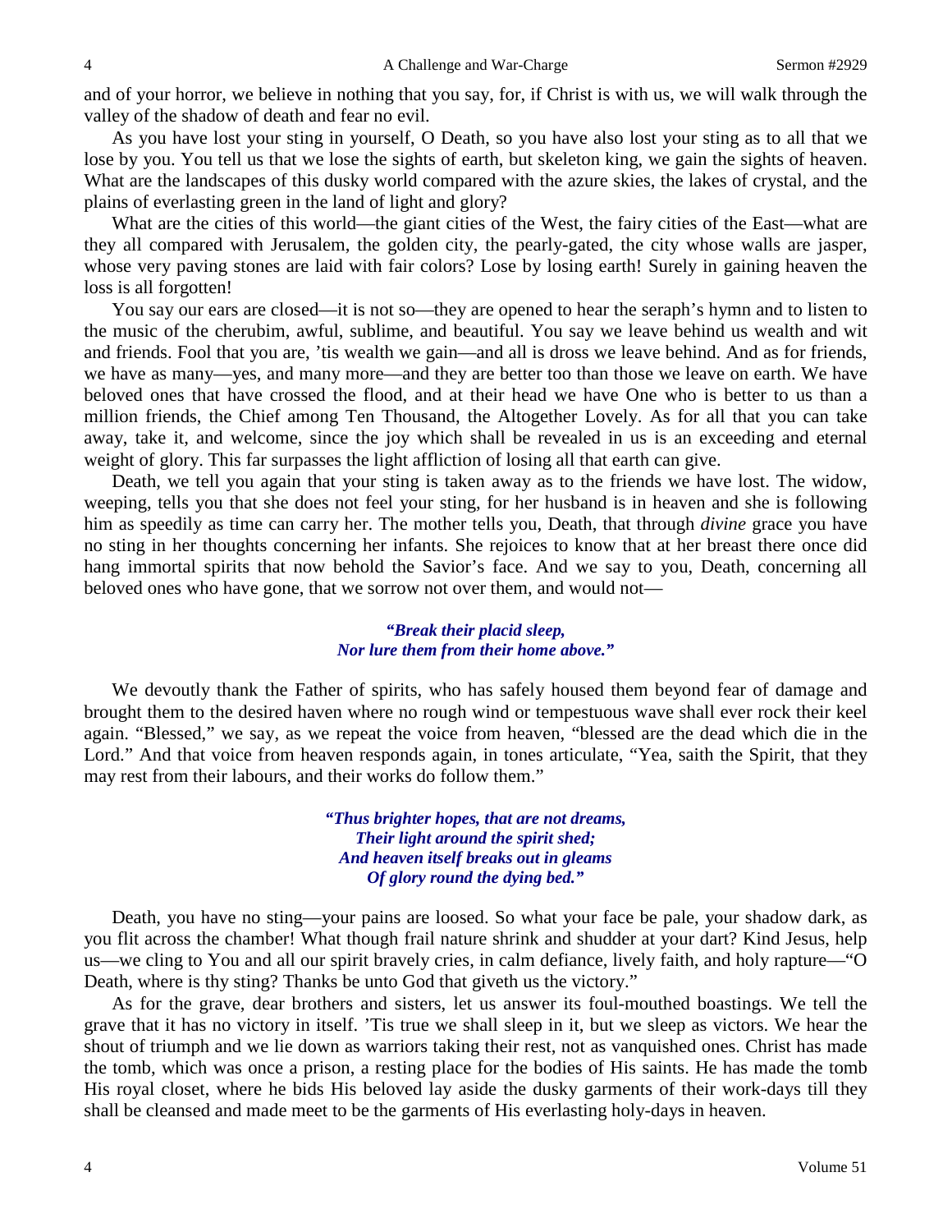and of your horror, we believe in nothing that you say, for, if Christ is with us, we will walk through the valley of the shadow of death and fear no evil.

As you have lost your sting in yourself, O Death, so you have also lost your sting as to all that we lose by you. You tell us that we lose the sights of earth, but skeleton king, we gain the sights of heaven. What are the landscapes of this dusky world compared with the azure skies, the lakes of crystal, and the plains of everlasting green in the land of light and glory?

What are the cities of this world—the giant cities of the West, the fairy cities of the East—what are they all compared with Jerusalem, the golden city, the pearly-gated, the city whose walls are jasper, whose very paving stones are laid with fair colors? Lose by losing earth! Surely in gaining heaven the loss is all forgotten!

You say our ears are closed—it is not so—they are opened to hear the seraph's hymn and to listen to the music of the cherubim, awful, sublime, and beautiful. You say we leave behind us wealth and wit and friends. Fool that you are, 'tis wealth we gain—and all is dross we leave behind. And as for friends, we have as many—yes, and many more—and they are better too than those we leave on earth. We have beloved ones that have crossed the flood, and at their head we have One who is better to us than a million friends, the Chief among Ten Thousand, the Altogether Lovely. As for all that you can take away, take it, and welcome, since the joy which shall be revealed in us is an exceeding and eternal weight of glory. This far surpasses the light affliction of losing all that earth can give.

Death, we tell you again that your sting is taken away as to the friends we have lost. The widow, weeping, tells you that she does not feel your sting, for her husband is in heaven and she is following him as speedily as time can carry her. The mother tells you, Death, that through *divine* grace you have no sting in her thoughts concerning her infants. She rejoices to know that at her breast there once did hang immortal spirits that now behold the Savior's face. And we say to you, Death, concerning all beloved ones who have gone, that we sorrow not over them, and would not—

> ***"Break their placid sleep,***
> ***Nor lure them from their home above."***

We devoutly thank the Father of spirits, who has safely housed them beyond fear of damage and brought them to the desired haven where no rough wind or tempestuous wave shall ever rock their keel again. "Blessed," we say, as we repeat the voice from heaven, "blessed are the dead which die in the Lord." And that voice from heaven responds again, in tones articulate, "Yea, saith the Spirit, that they may rest from their labours, and their works do follow them."

> ***"Thus brighter hopes, that are not dreams,***
> ***Their light around the spirit shed;***
> ***And heaven itself breaks out in gleams***
> ***Of glory round the dying bed."***

Death, you have no sting—your pains are loosed. So what your face be pale, your shadow dark, as you flit across the chamber! What though frail nature shrink and shudder at your dart? Kind Jesus, help us—we cling to You and all our spirit bravely cries, in calm defiance, lively faith, and holy rapture—"O Death, where is thy sting? Thanks be unto God that giveth us the victory."

As for the grave, dear brothers and sisters, let us answer its foul-mouthed boastings. We tell the grave that it has no victory in itself. 'Tis true we shall sleep in it, but we sleep as victors. We hear the shout of triumph and we lie down as warriors taking their rest, not as vanquished ones. Christ has made the tomb, which was once a prison, a resting place for the bodies of His saints. He has made the tomb His royal closet, where he bids His beloved lay aside the dusky garments of their work-days till they shall be cleansed and made meet to be the garments of His everlasting holy-days in heaven.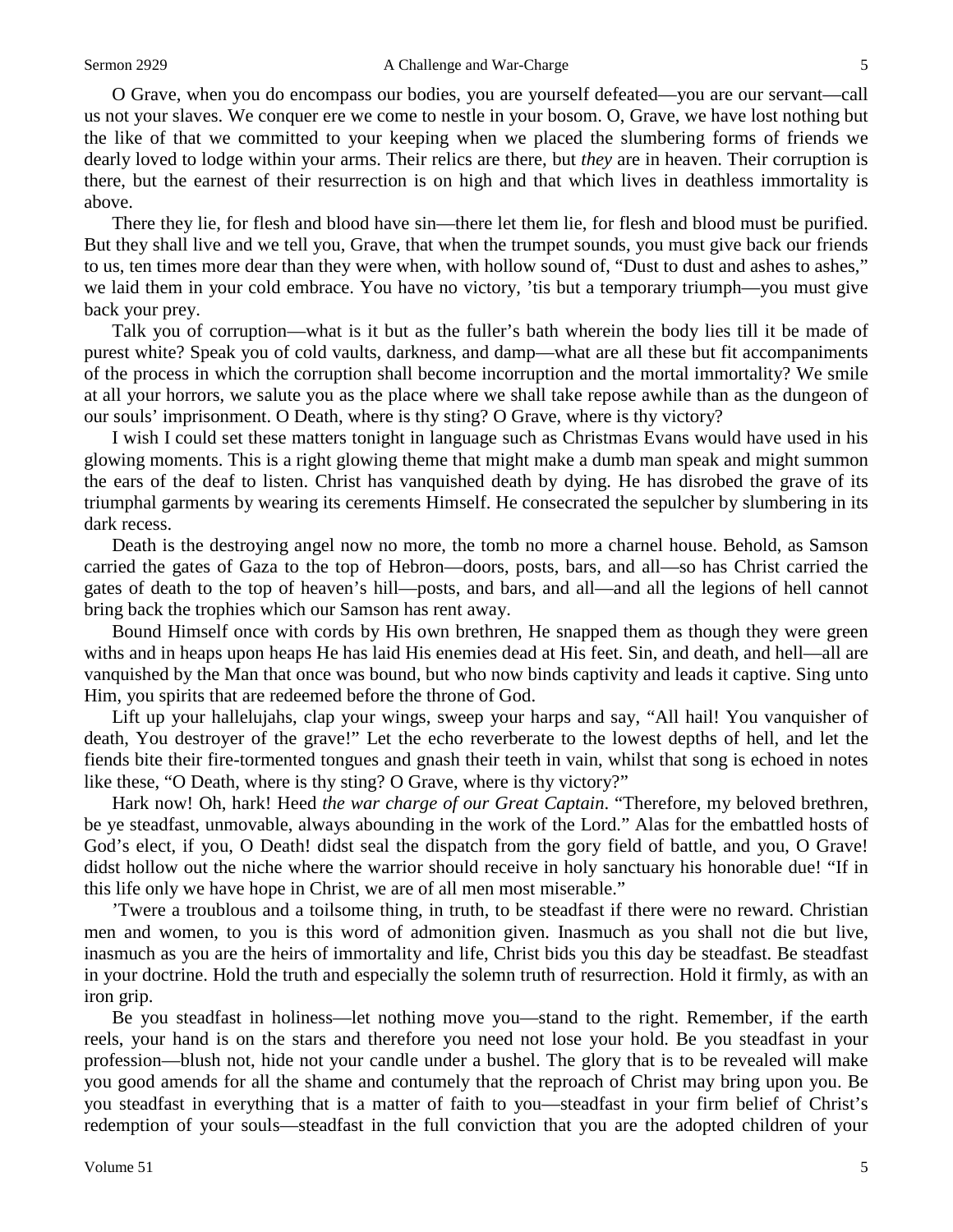O Grave, when you do encompass our bodies, you are yourself defeated—you are our servant—call us not your slaves. We conquer ere we come to nestle in your bosom. O, Grave, we have lost nothing but the like of that we committed to your keeping when we placed the slumbering forms of friends we dearly loved to lodge within your arms. Their relics are there, but *they* are in heaven. Their corruption is there, but the earnest of their resurrection is on high and that which lives in deathless immortality is above.

There they lie, for flesh and blood have sin—there let them lie, for flesh and blood must be purified. But they shall live and we tell you, Grave, that when the trumpet sounds, you must give back our friends to us, ten times more dear than they were when, with hollow sound of, "Dust to dust and ashes to ashes," we laid them in your cold embrace. You have no victory, 'tis but a temporary triumph—you must give back your prey.

Talk you of corruption—what is it but as the fuller's bath wherein the body lies till it be made of purest white? Speak you of cold vaults, darkness, and damp—what are all these but fit accompaniments of the process in which the corruption shall become incorruption and the mortal immortality? We smile at all your horrors, we salute you as the place where we shall take repose awhile than as the dungeon of our souls' imprisonment. O Death, where is thy sting? O Grave, where is thy victory?

I wish I could set these matters tonight in language such as Christmas Evans would have used in his glowing moments. This is a right glowing theme that might make a dumb man speak and might summon the ears of the deaf to listen. Christ has vanquished death by dying. He has disrobed the grave of its triumphal garments by wearing its cerements Himself. He consecrated the sepulcher by slumbering in its dark recess.

Death is the destroying angel now no more, the tomb no more a charnel house. Behold, as Samson carried the gates of Gaza to the top of Hebron—doors, posts, bars, and all—so has Christ carried the gates of death to the top of heaven's hill—posts, and bars, and all—and all the legions of hell cannot bring back the trophies which our Samson has rent away.

Bound Himself once with cords by His own brethren, He snapped them as though they were green withs and in heaps upon heaps He has laid His enemies dead at His feet. Sin, and death, and hell—all are vanquished by the Man that once was bound, but who now binds captivity and leads it captive. Sing unto Him, you spirits that are redeemed before the throne of God.

Lift up your hallelujahs, clap your wings, sweep your harps and say, "All hail! You vanquisher of death, You destroyer of the grave!" Let the echo reverberate to the lowest depths of hell, and let the fiends bite their fire-tormented tongues and gnash their teeth in vain, whilst that song is echoed in notes like these, "O Death, where is thy sting? O Grave, where is thy victory?"

Hark now! Oh, hark! Heed *the war charge of our Great Captain*. "Therefore, my beloved brethren, be ye steadfast, unmovable, always abounding in the work of the Lord." Alas for the embattled hosts of God's elect, if you, O Death! didst seal the dispatch from the gory field of battle, and you, O Grave! didst hollow out the niche where the warrior should receive in holy sanctuary his honorable due! "If in this life only we have hope in Christ, we are of all men most miserable."

'Twere a troublous and a toilsome thing, in truth, to be steadfast if there were no reward. Christian men and women, to you is this word of admonition given. Inasmuch as you shall not die but live, inasmuch as you are the heirs of immortality and life, Christ bids you this day be steadfast. Be steadfast in your doctrine. Hold the truth and especially the solemn truth of resurrection. Hold it firmly, as with an iron grip.

Be you steadfast in holiness—let nothing move you—stand to the right. Remember, if the earth reels, your hand is on the stars and therefore you need not lose your hold. Be you steadfast in your profession—blush not, hide not your candle under a bushel. The glory that is to be revealed will make you good amends for all the shame and contumely that the reproach of Christ may bring upon you. Be you steadfast in everything that is a matter of faith to you—steadfast in your firm belief of Christ's redemption of your souls—steadfast in the full conviction that you are the adopted children of your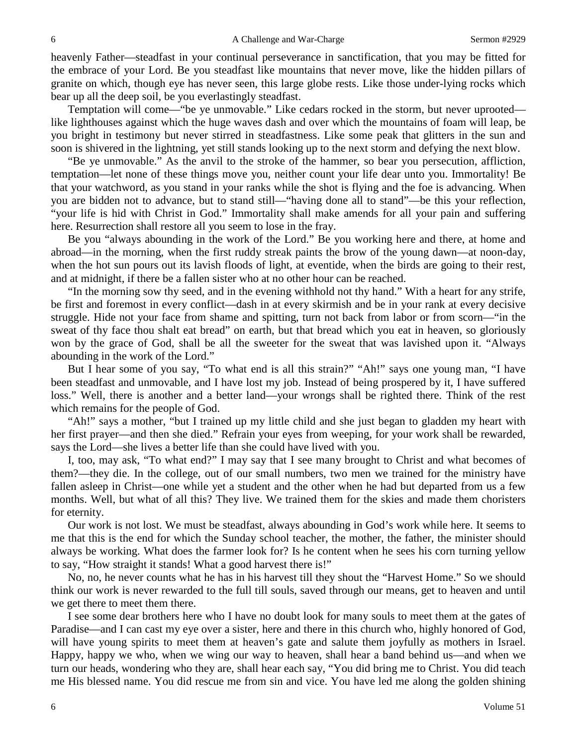heavenly Father—steadfast in your continual perseverance in sanctification, that you may be fitted for the embrace of your Lord. Be you steadfast like mountains that never move, like the hidden pillars of granite on which, though eye has never seen, this large globe rests. Like those under-lying rocks which bear up all the deep soil, be you everlastingly steadfast.

Temptation will come—"be ye unmovable." Like cedars rocked in the storm, but never uprooted—like lighthouses against which the huge waves dash and over which the mountains of foam will leap, be you bright in testimony but never stirred in steadfastness. Like some peak that glitters in the sun and soon is shivered in the lightning, yet still stands looking up to the next storm and defying the next blow.

"Be ye unmovable." As the anvil to the stroke of the hammer, so bear you persecution, affliction, temptation—let none of these things move you, neither count your life dear unto you. Immortality! Be that your watchword, as you stand in your ranks while the shot is flying and the foe is advancing. When you are bidden not to advance, but to stand still—"having done all to stand"—be this your reflection, "your life is hid with Christ in God." Immortality shall make amends for all your pain and suffering here. Resurrection shall restore all you seem to lose in the fray.

Be you "always abounding in the work of the Lord." Be you working here and there, at home and abroad—in the morning, when the first ruddy streak paints the brow of the young dawn—at noon-day, when the hot sun pours out its lavish floods of light, at eventide, when the birds are going to their rest, and at midnight, if there be a fallen sister who at no other hour can be reached.

"In the morning sow thy seed, and in the evening withhold not thy hand." With a heart for any strife, be first and foremost in every conflict—dash in at every skirmish and be in your rank at every decisive struggle. Hide not your face from shame and spitting, turn not back from labor or from scorn—"in the sweat of thy face thou shalt eat bread" on earth, but that bread which you eat in heaven, so gloriously won by the grace of God, shall be all the sweeter for the sweat that was lavished upon it. "Always abounding in the work of the Lord."

But I hear some of you say, "To what end is all this strain?" "Ah!" says one young man, "I have been steadfast and unmovable, and I have lost my job. Instead of being prospered by it, I have suffered loss." Well, there is another and a better land—your wrongs shall be righted there. Think of the rest which remains for the people of God.

"Ah!" says a mother, "but I trained up my little child and she just began to gladden my heart with her first prayer—and then she died." Refrain your eyes from weeping, for your work shall be rewarded, says the Lord—she lives a better life than she could have lived with you.

I, too, may ask, "To what end?" I may say that I see many brought to Christ and what becomes of them?—they die. In the college, out of our small numbers, two men we trained for the ministry have fallen asleep in Christ—one while yet a student and the other when he had but departed from us a few months. Well, but what of all this? They live. We trained them for the skies and made them choristers for eternity.

Our work is not lost. We must be steadfast, always abounding in God's work while here. It seems to me that this is the end for which the Sunday school teacher, the mother, the father, the minister should always be working. What does the farmer look for? Is he content when he sees his corn turning yellow to say, "How straight it stands! What a good harvest there is!"

No, no, he never counts what he has in his harvest till they shout the "Harvest Home." So we should think our work is never rewarded to the full till souls, saved through our means, get to heaven and until we get there to meet them there.

I see some dear brothers here who I have no doubt look for many souls to meet them at the gates of Paradise—and I can cast my eye over a sister, here and there in this church who, highly honored of God, will have young spirits to meet them at heaven's gate and salute them joyfully as mothers in Israel. Happy, happy we who, when we wing our way to heaven, shall hear a band behind us—and when we turn our heads, wondering who they are, shall hear each say, "You did bring me to Christ. You did teach me His blessed name. You did rescue me from sin and vice. You have led me along the golden shining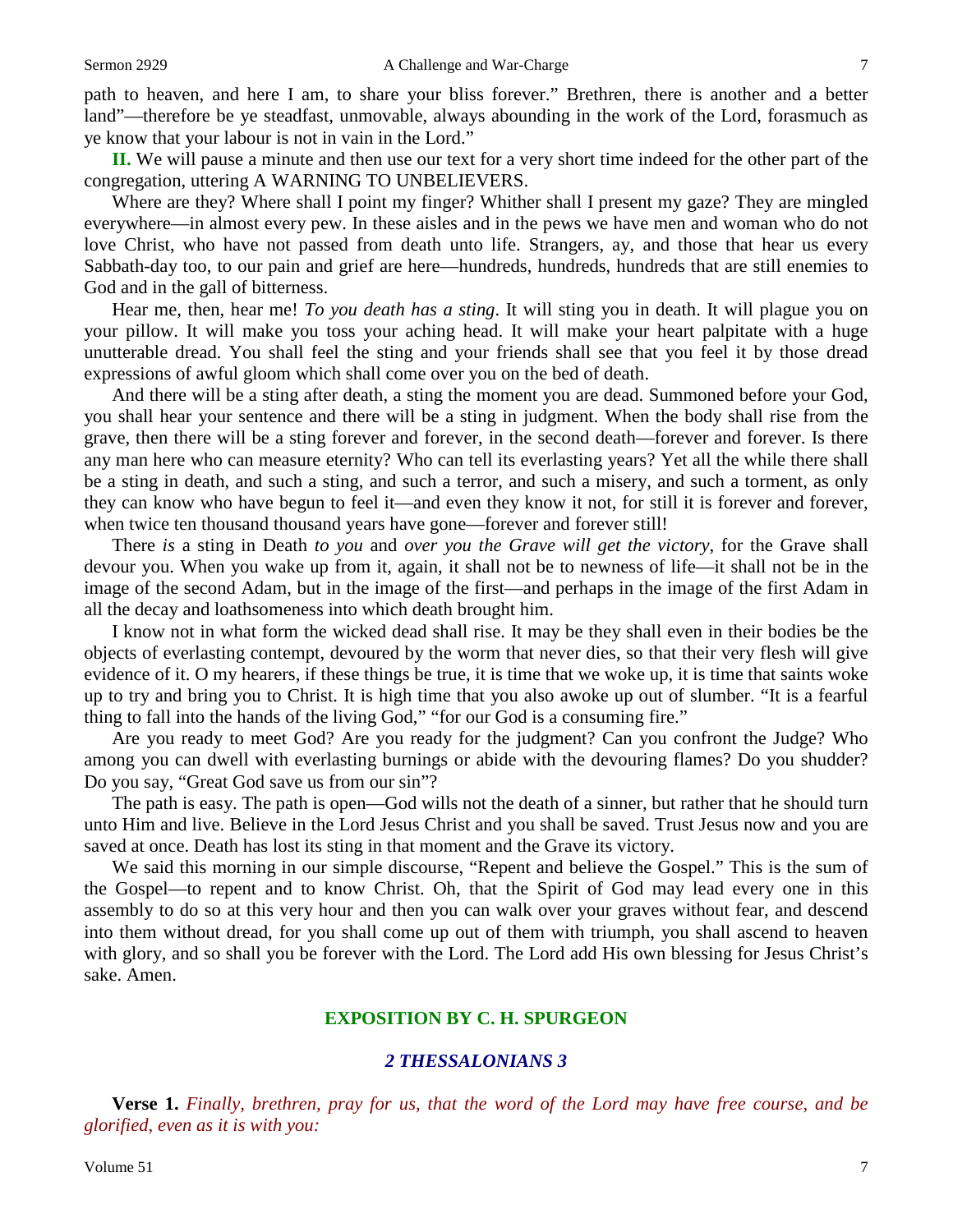path to heaven, and here I am, to share your bliss forever." Brethren, there is another and a better land"—therefore be ye steadfast, unmovable, always abounding in the work of the Lord, forasmuch as ye know that your labour is not in vain in the Lord."

**II.** We will pause a minute and then use our text for a very short time indeed for the other part of the congregation, uttering A WARNING TO UNBELIEVERS.

Where are they? Where shall I point my finger? Whither shall I present my gaze? They are mingled everywhere—in almost every pew. In these aisles and in the pews we have men and woman who do not love Christ, who have not passed from death unto life. Strangers, ay, and those that hear us every Sabbath-day too, to our pain and grief are here—hundreds, hundreds, hundreds that are still enemies to God and in the gall of bitterness.

Hear me, then, hear me! *To you death has a sting*. It will sting you in death. It will plague you on your pillow. It will make you toss your aching head. It will make your heart palpitate with a huge unutterable dread. You shall feel the sting and your friends shall see that you feel it by those dread expressions of awful gloom which shall come over you on the bed of death.

And there will be a sting after death, a sting the moment you are dead. Summoned before your God, you shall hear your sentence and there will be a sting in judgment. When the body shall rise from the grave, then there will be a sting forever and forever, in the second death—forever and forever. Is there any man here who can measure eternity? Who can tell its everlasting years? Yet all the while there shall be a sting in death, and such a sting, and such a terror, and such a misery, and such a torment, as only they can know who have begun to feel it—and even they know it not, for still it is forever and forever, when twice ten thousand thousand years have gone—forever and forever still!

There *is* a sting in Death *to you* and *over you the Grave will get the victory*, for the Grave shall devour you. When you wake up from it, again, it shall not be to newness of life—it shall not be in the image of the second Adam, but in the image of the first—and perhaps in the image of the first Adam in all the decay and loathsomeness into which death brought him.

I know not in what form the wicked dead shall rise. It may be they shall even in their bodies be the objects of everlasting contempt, devoured by the worm that never dies, so that their very flesh will give evidence of it. O my hearers, if these things be true, it is time that we woke up, it is time that saints woke up to try and bring you to Christ. It is high time that you also awoke up out of slumber. "It is a fearful thing to fall into the hands of the living God," "for our God is a consuming fire."

Are you ready to meet God? Are you ready for the judgment? Can you confront the Judge? Who among you can dwell with everlasting burnings or abide with the devouring flames? Do you shudder? Do you say, "Great God save us from our sin"?

The path is easy. The path is open—God wills not the death of a sinner, but rather that he should turn unto Him and live. Believe in the Lord Jesus Christ and you shall be saved. Trust Jesus now and you are saved at once. Death has lost its sting in that moment and the Grave its victory.

We said this morning in our simple discourse, "Repent and believe the Gospel." This is the sum of the Gospel—to repent and to know Christ. Oh, that the Spirit of God may lead every one in this assembly to do so at this very hour and then you can walk over your graves without fear, and descend into them without dread, for you shall come up out of them with triumph, you shall ascend to heaven with glory, and so shall you be forever with the Lord. The Lord add His own blessing for Jesus Christ's sake. Amen.

## EXPOSITION BY C. H. SPURGEON

### *2 THESSALONIANS 3*

**Verse 1.** *Finally, brethren, pray for us, that the word of the Lord may have free course, and be glorified, even as it is with you:*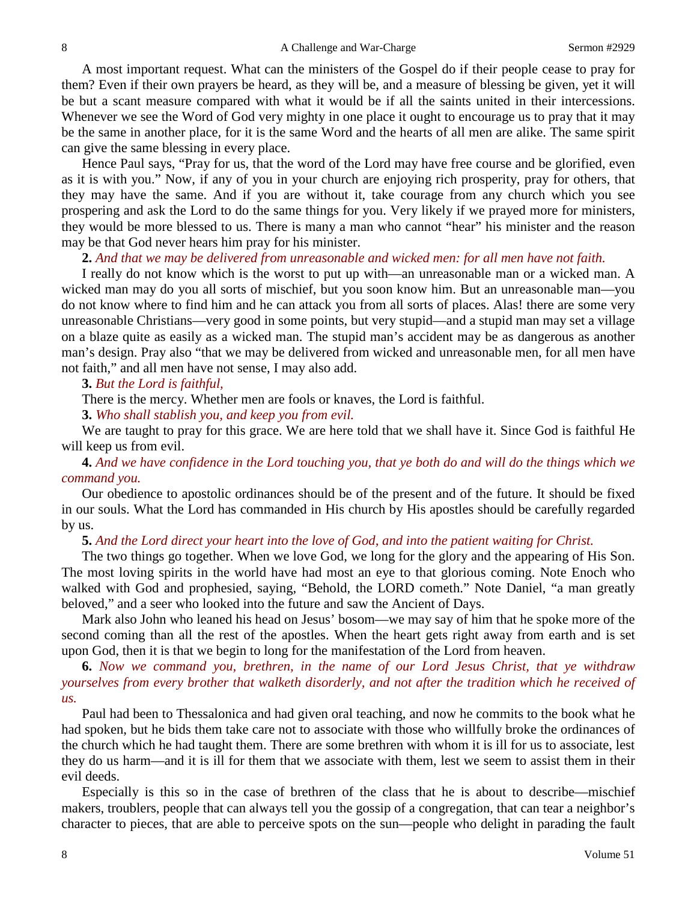A most important request. What can the ministers of the Gospel do if their people cease to pray for them? Even if their own prayers be heard, as they will be, and a measure of blessing be given, yet it will be but a scant measure compared with what it would be if all the saints united in their intercessions. Whenever we see the Word of God very mighty in one place it ought to encourage us to pray that it may be the same in another place, for it is the same Word and the hearts of all men are alike. The same spirit can give the same blessing in every place.

Hence Paul says, "Pray for us, that the word of the Lord may have free course and be glorified, even as it is with you." Now, if any of you in your church are enjoying rich prosperity, pray for others, that they may have the same. And if you are without it, take courage from any church which you see prospering and ask the Lord to do the same things for you. Very likely if we prayed more for ministers, they would be more blessed to us. There is many a man who cannot "hear" his minister and the reason may be that God never hears him pray for his minister.

**2.** *And that we may be delivered from unreasonable and wicked men: for all men have not faith.*

I really do not know which is the worst to put up with—an unreasonable man or a wicked man. A wicked man may do you all sorts of mischief, but you soon know him. But an unreasonable man—you do not know where to find him and he can attack you from all sorts of places. Alas! there are some very unreasonable Christians—very good in some points, but very stupid—and a stupid man may set a village on a blaze quite as easily as a wicked man. The stupid man's accident may be as dangerous as another man's design. Pray also "that we may be delivered from wicked and unreasonable men, for all men have not faith," and all men have not sense, I may also add.

**3.** *But the Lord is faithful,*

There is the mercy. Whether men are fools or knaves, the Lord is faithful.

**3.** *Who shall stablish you, and keep you from evil.*

We are taught to pray for this grace. We are here told that we shall have it. Since God is faithful He will keep us from evil.

**4.** *And we have confidence in the Lord touching you, that ye both do and will do the things which we command you.*

Our obedience to apostolic ordinances should be of the present and of the future. It should be fixed in our souls. What the Lord has commanded in His church by His apostles should be carefully regarded by us.

**5.** *And the Lord direct your heart into the love of God, and into the patient waiting for Christ.*

The two things go together. When we love God, we long for the glory and the appearing of His Son. The most loving spirits in the world have had most an eye to that glorious coming. Note Enoch who walked with God and prophesied, saying, "Behold, the LORD cometh." Note Daniel, "a man greatly beloved," and a seer who looked into the future and saw the Ancient of Days.

Mark also John who leaned his head on Jesus' bosom—we may say of him that he spoke more of the second coming than all the rest of the apostles. When the heart gets right away from earth and is set upon God, then it is that we begin to long for the manifestation of the Lord from heaven.

**6.** *Now we command you, brethren, in the name of our Lord Jesus Christ, that ye withdraw yourselves from every brother that walketh disorderly, and not after the tradition which he received of us.*

Paul had been to Thessalonica and had given oral teaching, and now he commits to the book what he had spoken, but he bids them take care not to associate with those who willfully broke the ordinances of the church which he had taught them. There are some brethren with whom it is ill for us to associate, lest they do us harm—and it is ill for them that we associate with them, lest we seem to assist them in their evil deeds.

Especially is this so in the case of brethren of the class that he is about to describe—mischief makers, troublers, people that can always tell you the gossip of a congregation, that can tear a neighbor's character to pieces, that are able to perceive spots on the sun—people who delight in parading the fault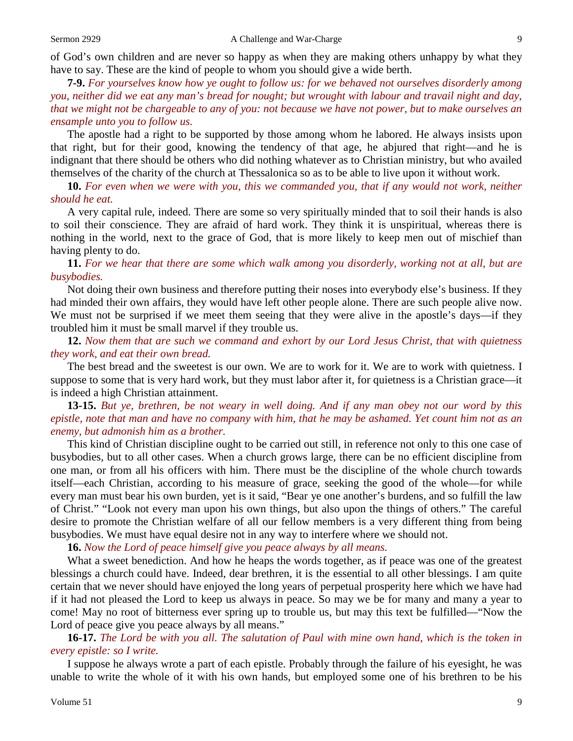of God's own children and are never so happy as when they are making others unhappy by what they have to say. These are the kind of people to whom you should give a wide berth.

**7-9.** *For yourselves know how ye ought to follow us: for we behaved not ourselves disorderly among you, neither did we eat any man's bread for nought; but wrought with labour and travail night and day, that we might not be chargeable to any of you: not because we have not power, but to make ourselves an ensample unto you to follow us.*

The apostle had a right to be supported by those among whom he labored. He always insists upon that right, but for their good, knowing the tendency of that age, he abjured that right—and he is indignant that there should be others who did nothing whatever as to Christian ministry, but who availed themselves of the charity of the church at Thessalonica so as to be able to live upon it without work.

**10.** *For even when we were with you, this we commanded you, that if any would not work, neither should he eat.*

A very capital rule, indeed. There are some so very spiritually minded that to soil their hands is also to soil their conscience. They are afraid of hard work. They think it is unspiritual, whereas there is nothing in the world, next to the grace of God, that is more likely to keep men out of mischief than having plenty to do.

**11.** *For we hear that there are some which walk among you disorderly, working not at all, but are busybodies.*

Not doing their own business and therefore putting their noses into everybody else's business. If they had minded their own affairs, they would have left other people alone. There are such people alive now. We must not be surprised if we meet them seeing that they were alive in the apostle's days—if they troubled him it must be small marvel if they trouble us.

**12.** *Now them that are such we command and exhort by our Lord Jesus Christ, that with quietness they work, and eat their own bread.*

The best bread and the sweetest is our own. We are to work for it. We are to work with quietness. I suppose to some that is very hard work, but they must labor after it, for quietness is a Christian grace—it is indeed a high Christian attainment.

**13-15.** *But ye, brethren, be not weary in well doing. And if any man obey not our word by this epistle, note that man and have no company with him, that he may be ashamed. Yet count him not as an enemy, but admonish him as a brother.*

This kind of Christian discipline ought to be carried out still, in reference not only to this one case of busybodies, but to all other cases. When a church grows large, there can be no efficient discipline from one man, or from all his officers with him. There must be the discipline of the whole church towards itself—each Christian, according to his measure of grace, seeking the good of the whole—for while every man must bear his own burden, yet is it said, "Bear ye one another's burdens, and so fulfill the law of Christ." "Look not every man upon his own things, but also upon the things of others." The careful desire to promote the Christian welfare of all our fellow members is a very different thing from being busybodies. We must have equal desire not in any way to interfere where we should not.

**16.** *Now the Lord of peace himself give you peace always by all means.*

What a sweet benediction. And how he heaps the words together, as if peace was one of the greatest blessings a church could have. Indeed, dear brethren, it is the essential to all other blessings. I am quite certain that we never should have enjoyed the long years of perpetual prosperity here which we have had if it had not pleased the Lord to keep us always in peace. So may we be for many and many a year to come! May no root of bitterness ever spring up to trouble us, but may this text be fulfilled—"Now the Lord of peace give you peace always by all means."

**16-17.** *The Lord be with you all. The salutation of Paul with mine own hand, which is the token in every epistle: so I write.*

I suppose he always wrote a part of each epistle. Probably through the failure of his eyesight, he was unable to write the whole of it with his own hands, but employed some one of his brethren to be his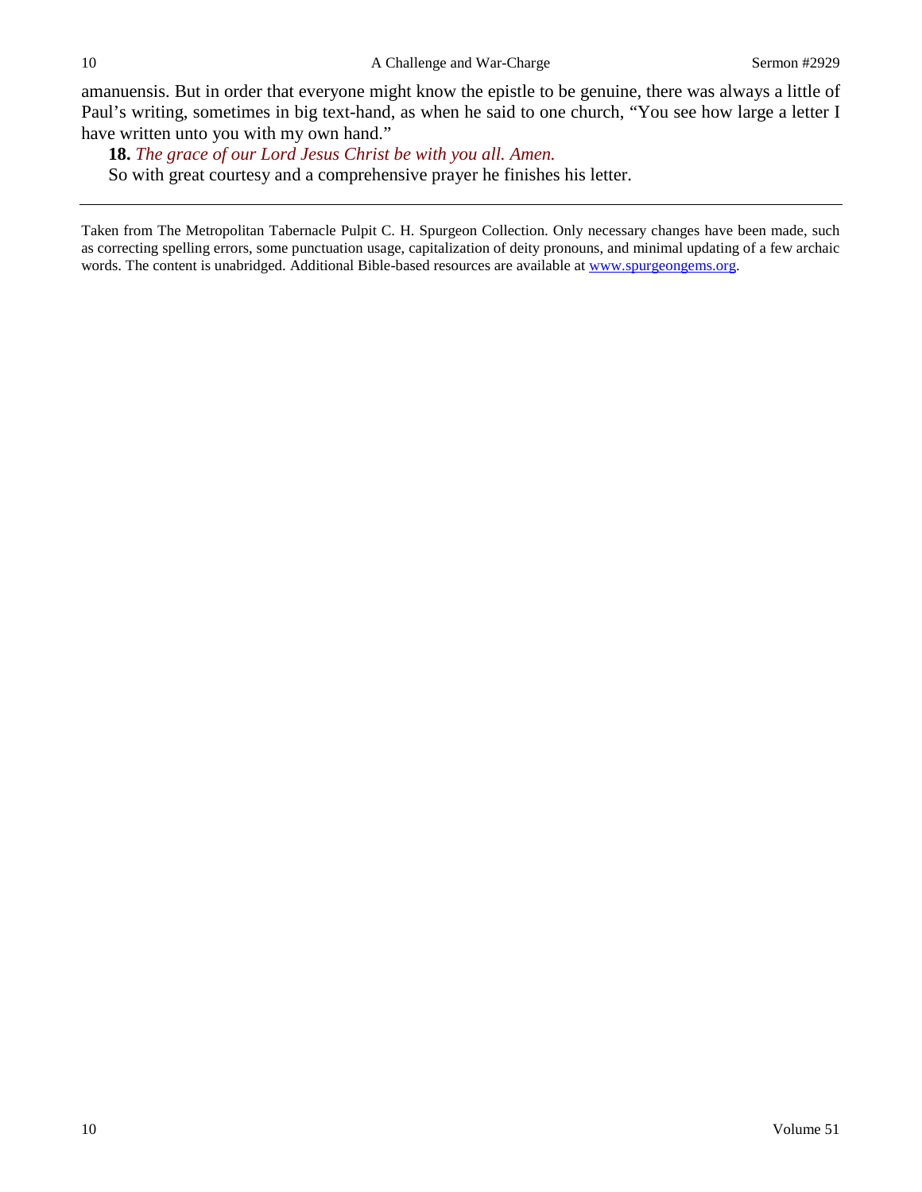amanuensis. But in order that everyone might know the epistle to be genuine, there was always a little of Paul's writing, sometimes in big text-hand, as when he said to one church, "You see how large a letter I have written unto you with my own hand."

**18.** *The grace of our Lord Jesus Christ be with you all. Amen.*

So with great courtesy and a comprehensive prayer he finishes his letter.

---

Taken from The Metropolitan Tabernacle Pulpit C. H. Spurgeon Collection. Only necessary changes have been made, such as correcting spelling errors, some punctuation usage, capitalization of deity pronouns, and minimal updating of a few archaic words. The content is unabridged. Additional Bible-based resources are available at [www.spurgeongems.org](http://www.spurgeongems.org).